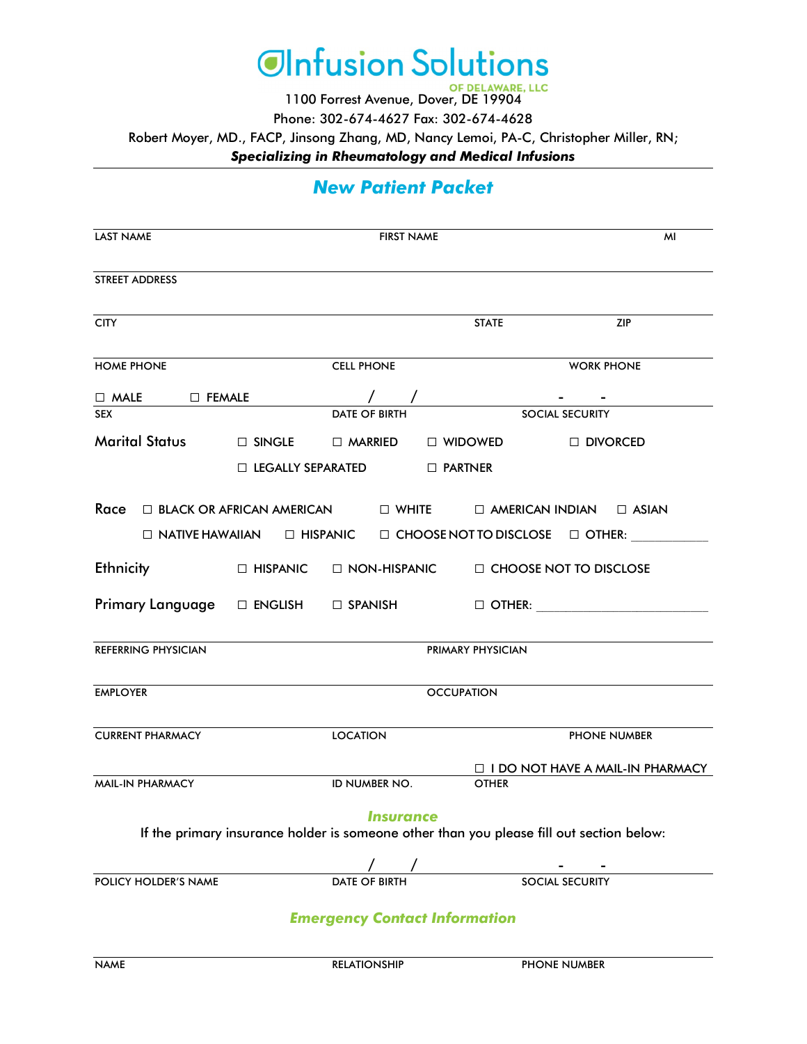# Infusion Solutions

OF DELAWARE, LLC

1100 Forrest Avenue, Dover, DE 19904

Phone: 302-674-4627 Fax: 302-674-4628

Robert Moyer, MD., FACP, Jinsong Zhang, MD, Nancy Lemoi, PA-C, Christopher Miller, RN;

***Specializing in Rheumatology and Medical Infusions***

## *New Patient Packet*

| LAST NAME | FIRST NAME | MI |
|---|---|---|
| | | |

STREET ADDRESS

| CITY | STATE | ZIP |
|---|---|---|
| | | |

| HOME PHONE | CELL PHONE | WORK PHONE |
|---|---|---|
| | | |

| ☐ MALE ☐ FEMALE | / / | - - |
|---|---|---|
| SEX | DATE OF BIRTH | SOCIAL SECURITY |

**Marital Status** ☐ SINGLE ☐ MARRIED ☐ WIDOWED ☐ DIVORCED ☐ LEGALLY SEPARATED ☐ PARTNER

**Race** ☐ BLACK OR AFRICAN AMERICAN ☐ WHITE ☐ AMERICAN INDIAN ☐ ASIAN ☐ NATIVE HAWAIIAN ☐ HISPANIC ☐ CHOOSE NOT TO DISCLOSE ☐ OTHER: ____________

**Ethnicity** ☐ HISPANIC ☐ NON-HISPANIC ☐ CHOOSE NOT TO DISCLOSE

**Primary Language** ☐ ENGLISH ☐ SPANISH ☐ OTHER: ____________________________

| REFERRING PHYSICIAN | PRIMARY PHYSICIAN |
|---|---|
| | |

| EMPLOYER | OCCUPATION |
|---|---|
| | |

| CURRENT PHARMACY | LOCATION | PHONE NUMBER |
|---|---|---|
| | | |

| | | ☐ I DO NOT HAVE A MAIL-IN PHARMACY |
|---|---|---|
| MAIL-IN PHARMACY | ID NUMBER NO. | OTHER |

### *Insurance*

If the primary insurance holder is someone other than you please fill out section below:

| | / / | - - |
|---|---|---|
| POLICY HOLDER'S NAME | DATE OF BIRTH | SOCIAL SECURITY |

### *Emergency Contact Information*

| NAME | RELATIONSHIP | PHONE NUMBER |
|---|---|---|
| | | |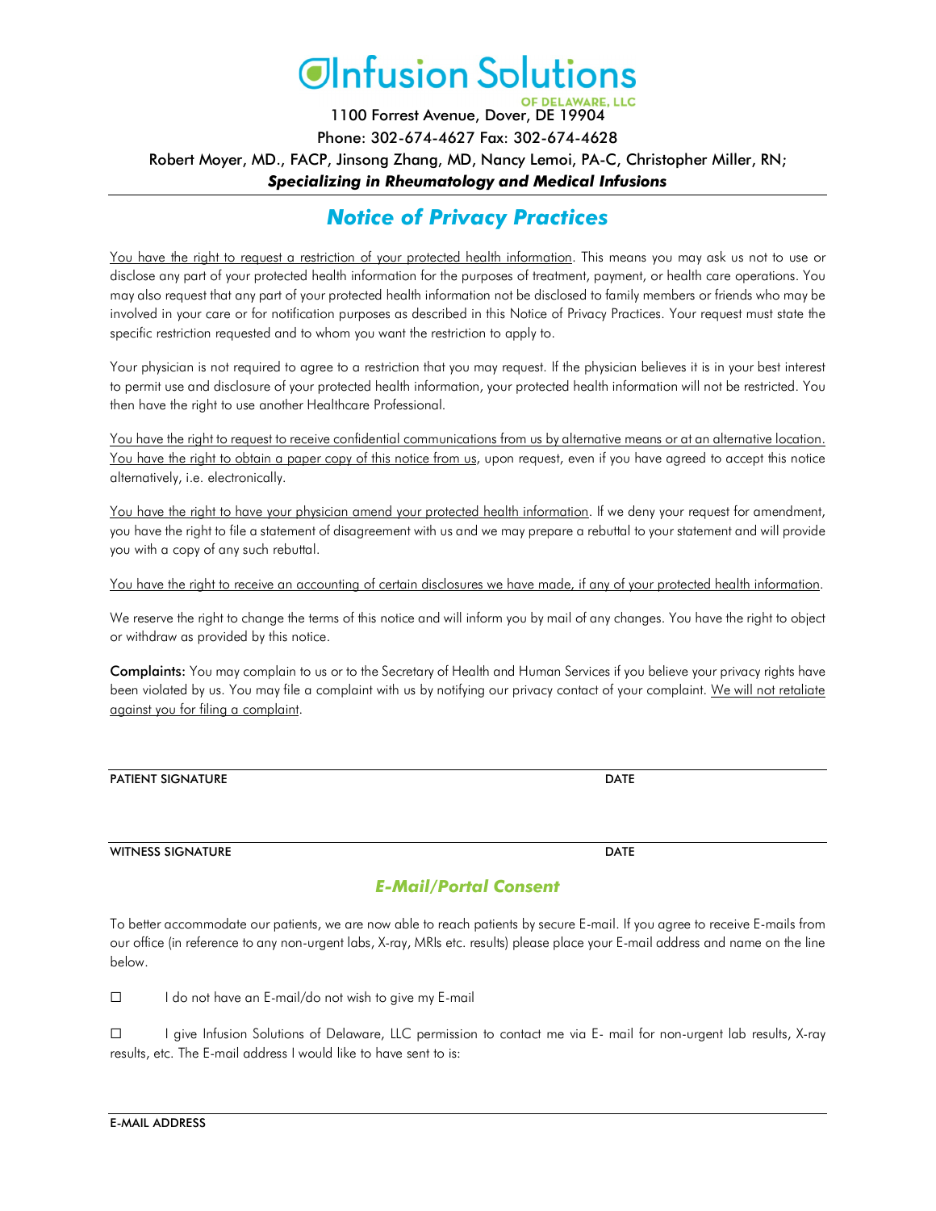# Infusion Solutions

OF DELAWARE, LLC

1100 Forrest Avenue, Dover, DE 19904

Phone: 302-674-4627 Fax: 302-674-4628

Robert Moyer, MD., FACP, Jinsong Zhang, MD, Nancy Lemoi, PA-C, Christopher Miller, RN;

***Specializing in Rheumatology and Medical Infusions***

## *Notice of Privacy Practices*

<u>You have the right to request a restriction of your protected health information</u>. This means you may ask us not to use or disclose any part of your protected health information for the purposes of treatment, payment, or health care operations. You may also request that any part of your protected health information not be disclosed to family members or friends who may be involved in your care or for notification purposes as described in this Notice of Privacy Practices. Your request must state the specific restriction requested and to whom you want the restriction to apply to.

Your physician is not required to agree to a restriction that you may request. If the physician believes it is in your best interest to permit use and disclosure of your protected health information, your protected health information will not be restricted. You then have the right to use another Healthcare Professional.

<u>You have the right to request to receive confidential communications from us by alternative means or at an alternative location.</u> <u>You have the right to obtain a paper copy of this notice from us</u>, upon request, even if you have agreed to accept this notice alternatively, i.e. electronically.

<u>You have the right to have your physician amend your protected health information</u>. If we deny your request for amendment, you have the right to file a statement of disagreement with us and we may prepare a rebuttal to your statement and will provide you with a copy of any such rebuttal.

<u>You have the right to receive an accounting of certain disclosures we have made, if any of your protected health information</u>.

We reserve the right to change the terms of this notice and will inform you by mail of any changes. You have the right to object or withdraw as provided by this notice.

**Complaints:** You may complain to us or to the Secretary of Health and Human Services if you believe your privacy rights have been violated by us. You may file a complaint with us by notifying our privacy contact of your complaint. <u>We will not retaliate against you for filing a complaint</u>.

PATIENT SIGNATURE _______________________ DATE _______________

WITNESS SIGNATURE _______________________ DATE _______________

## *E-Mail/Portal Consent*

To better accommodate our patients, we are now able to reach patients by secure E-mail. If you agree to receive E-mails from our office (in reference to any non-urgent labs, X-ray, MRIs etc. results) please place your E-mail address and name on the line below.

☐ I do not have an E-mail/do not wish to give my E-mail

☐ I give Infusion Solutions of Delaware, LLC permission to contact me via E- mail for non-urgent lab results, X-ray results, etc. The E-mail address I would like to have sent to is:

E-MAIL ADDRESS _______________________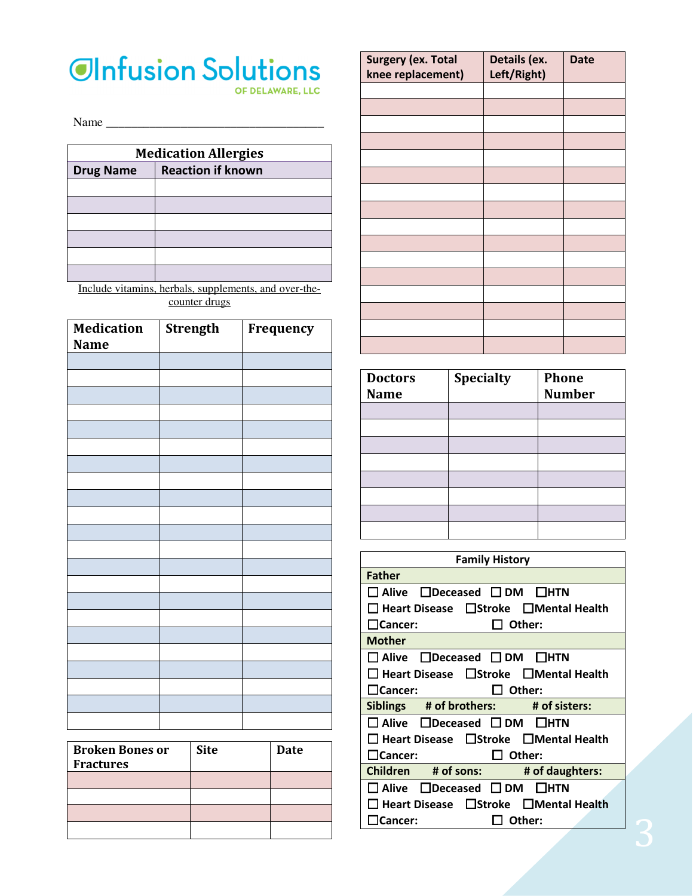# Infusion Solutions

OF DELAWARE, LLC

Name ____________________________________

| Medication Allergies | |
|---|---|
| **Drug Name** | **Reaction if known** |
| | |
| | |
| | |
| | |
| | |
| | |

Include vitamins, herbals, supplements, and over-the-counter drugs

| Medication Name | Strength | Frequency |
|---|---|---|
| | | |
| | | |
| | | |
| | | |
| | | |
| | | |
| | | |
| | | |
| | | |
| | | |
| | | |
| | | |
| | | |
| | | |
| | | |
| | | |
| | | |
| | | |
| | | |
| | | |
| | | |
| | | |

| Broken Bones or Fractures | Site | Date |
|---|---|---|
| | | |
| | | |
| | | |
| | | |

| Surgery (ex. Total knee replacement) | Details (ex. Left/Right) | Date |
|---|---|---|
| | | |
| | | |
| | | |
| | | |
| | | |
| | | |
| | | |
| | | |
| | | |
| | | |
| | | |
| | | |
| | | |
| | | |
| | | |
| | | |

| Doctors Name | Specialty | Phone Number |
|---|---|---|
| | | |
| | | |
| | | |
| | | |
| | | |
| | | |
| | | |
| | | |

| Family History |
|---|
| **Father** |
| ☐ Alive ☐Deceased ☐ DM ☐HTN |
| ☐ Heart Disease ☐Stroke ☐Mental Health |
| ☐Cancer: ☐ Other: |
| **Mother** |
| ☐ Alive ☐Deceased ☐ DM ☐HTN |
| ☐ Heart Disease ☐Stroke ☐Mental Health |
| ☐Cancer: ☐ Other: |
| **Siblings # of brothers: # of sisters:** |
| ☐ Alive ☐Deceased ☐ DM ☐HTN |
| ☐ Heart Disease ☐Stroke ☐Mental Health |
| ☐Cancer: ☐ Other: |
| **Children # of sons: # of daughters:** |
| ☐ Alive ☐Deceased ☐ DM ☐HTN |
| ☐ Heart Disease ☐Stroke ☐Mental Health |
| ☐Cancer: ☐ Other: |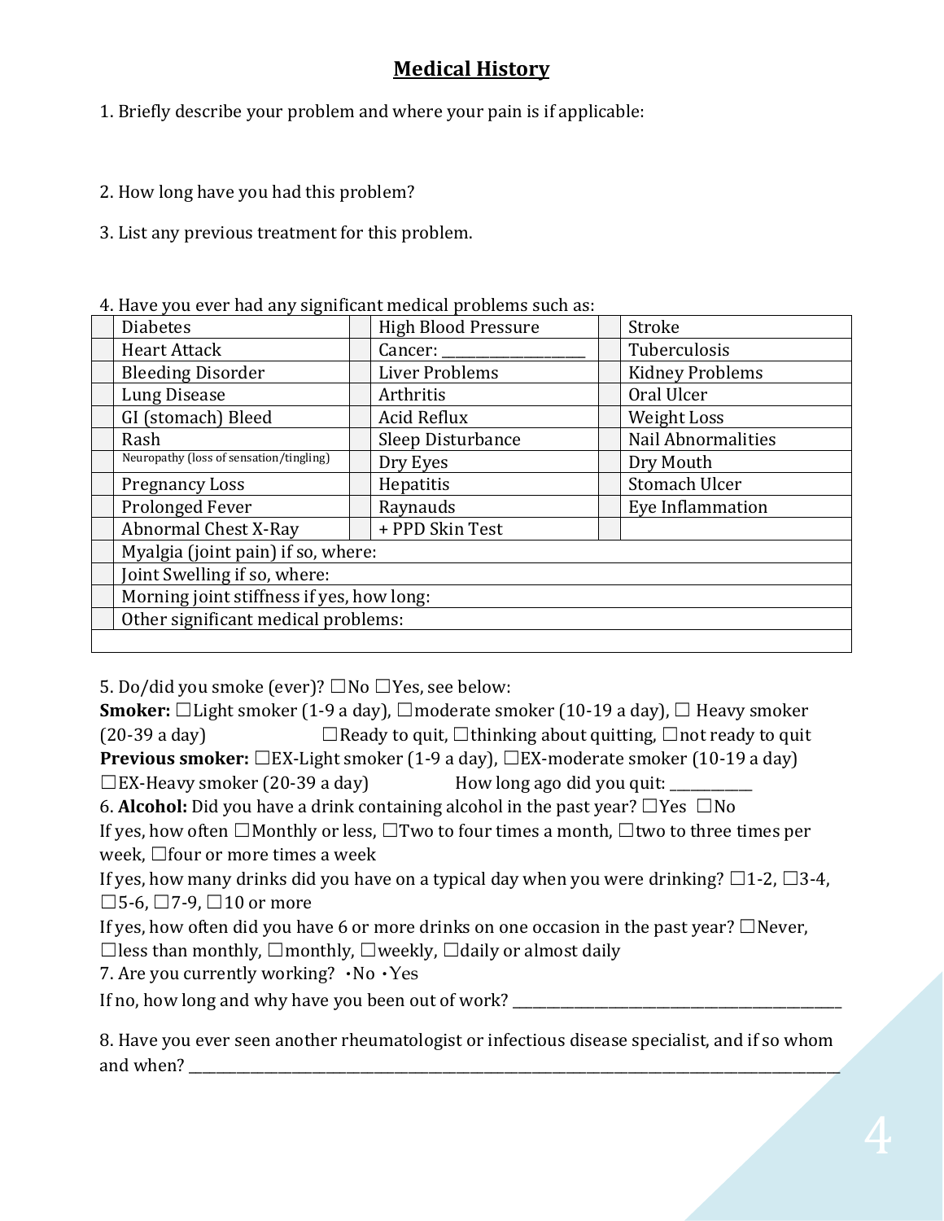# Medical History

1. Briefly describe your problem and where your pain is if applicable:

2. How long have you had this problem?

3. List any previous treatment for this problem.

4. Have you ever had any significant medical problems such as:

| | | | | | |
|---|---|---|---|---|---|
| | Diabetes | | High Blood Pressure | | Stroke |
| | Heart Attack | | Cancer: ___________________ | | Tuberculosis |
| | Bleeding Disorder | | Liver Problems | | Kidney Problems |
| | Lung Disease | | Arthritis | | Oral Ulcer |
| | GI (stomach) Bleed | | Acid Reflux | | Weight Loss |
| | Rash | | Sleep Disturbance | | Nail Abnormalities |
| | Neuropathy (loss of sensation/tingling) | | Dry Eyes | | Dry Mouth |
| | Pregnancy Loss | | Hepatitis | | Stomach Ulcer |
| | Prolonged Fever | | Raynauds | | Eye Inflammation |
| | Abnormal Chest X-Ray | | + PPD Skin Test | | |
| | Myalgia (joint pain) if so, where: | | | | |
| | Joint Swelling if so, where: | | | | |
| | Morning joint stiffness if yes, how long: | | | | |
| | Other significant medical problems: | | | | |
| | | | | | |

5. Do/did you smoke (ever)? ☐No ☐Yes, see below:
**Smoker:** ☐Light smoker (1-9 a day), ☐moderate smoker (10-19 a day), ☐ Heavy smoker (20-39 a day) ☐Ready to quit, ☐thinking about quitting, ☐not ready to quit
**Previous smoker:** ☐EX-Light smoker (1-9 a day), ☐EX-moderate smoker (10-19 a day) ☐EX-Heavy smoker (20-39 a day) How long ago did you quit: ___________

6. **Alcohol:** Did you have a drink containing alcohol in the past year? ☐Yes ☐No
If yes, how often ☐Monthly or less, ☐Two to four times a month, ☐two to three times per week, ☐four or more times a week
If yes, how many drinks did you have on a typical day when you were drinking? ☐1-2, ☐3-4, ☐5-6, ☐7-9, ☐10 or more
If yes, how often did you have 6 or more drinks on one occasion in the past year? ☐Never, ☐less than monthly, ☐monthly, ☐weekly, ☐daily or almost daily

7. Are you currently working? •No •Yes
If no, how long and why have you been out of work? ___________________________________________

8. Have you ever seen another rheumatologist or infectious disease specialist, and if so whom and when? ___________________________________________________________________________________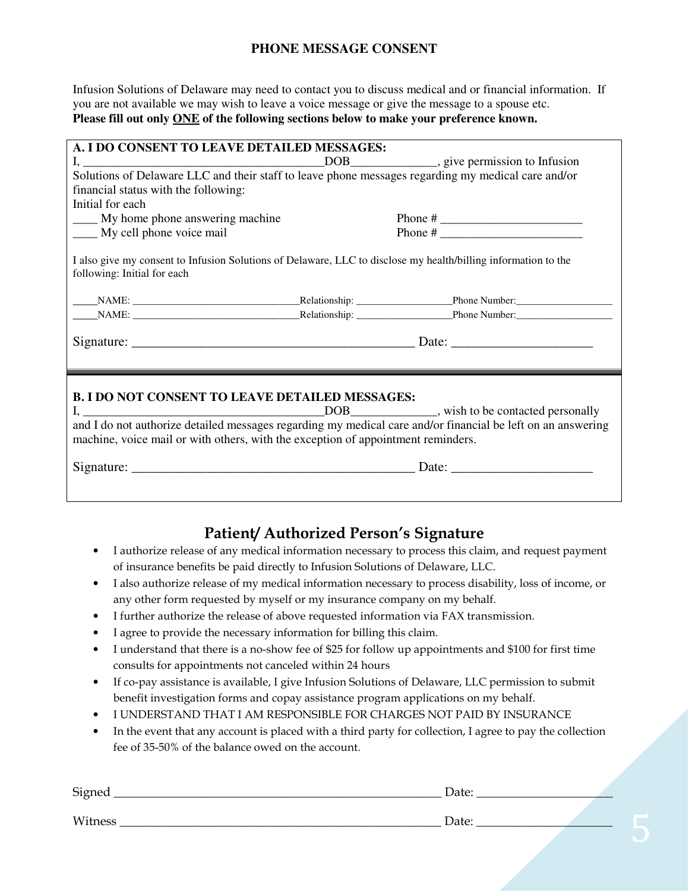## PHONE MESSAGE CONSENT

Infusion Solutions of Delaware may need to contact you to discuss medical and or financial information. If you are not available we may wish to leave a voice message or give the message to a spouse etc.
**Please fill out only ONE of the following sections below to make your preference known.**

**A. I DO CONSENT TO LEAVE DETAILED MESSAGES:**

I, ______________________________________DOB_____________, give permission to Infusion Solutions of Delaware LLC and their staff to leave phone messages regarding my medical care and/or financial status with the following:

Initial for each

____ My home phone answering machine Phone # ______________________

____ My cell phone voice mail Phone # ______________________

I also give my consent to Infusion Solutions of Delaware, LLC to disclose my health/billing information to the following: Initial for each

_____NAME: ______________________________Relationship: __________________Phone Number:__________________

_____NAME: ______________________________Relationship: __________________Phone Number:__________________

Signature: ____________________________________________ Date: _____________________

**B. I DO NOT CONSENT TO LEAVE DETAILED MESSAGES:**

I, ______________________________________DOB_____________, wish to be contacted personally and I do not authorize detailed messages regarding my medical care and/or financial be left on an answering machine, voice mail or with others, with the exception of appointment reminders.

Signature: ____________________________________________ Date: _____________________

## Patient/ Authorized Person's Signature

- I authorize release of any medical information necessary to process this claim, and request payment of insurance benefits be paid directly to Infusion Solutions of Delaware, LLC.
- I also authorize release of my medical information necessary to process disability, loss of income, or any other form requested by myself or my insurance company on my behalf.
- I further authorize the release of above requested information via FAX transmission.
- I agree to provide the necessary information for billing this claim.
- I understand that there is a no-show fee of $25 for follow up appointments and $100 for first time consults for appointments not canceled within 24 hours
- If co-pay assistance is available, I give Infusion Solutions of Delaware, LLC permission to submit benefit investigation forms and copay assistance program applications on my behalf.
- I UNDERSTAND THAT I AM RESPONSIBLE FOR CHARGES NOT PAID BY INSURANCE
- In the event that any account is placed with a third party for collection, I agree to pay the collection fee of 35-50% of the balance owed on the account.

Signed ____________________________________________________ Date: _____________________

Witness ___________________________________________________ Date: _____________________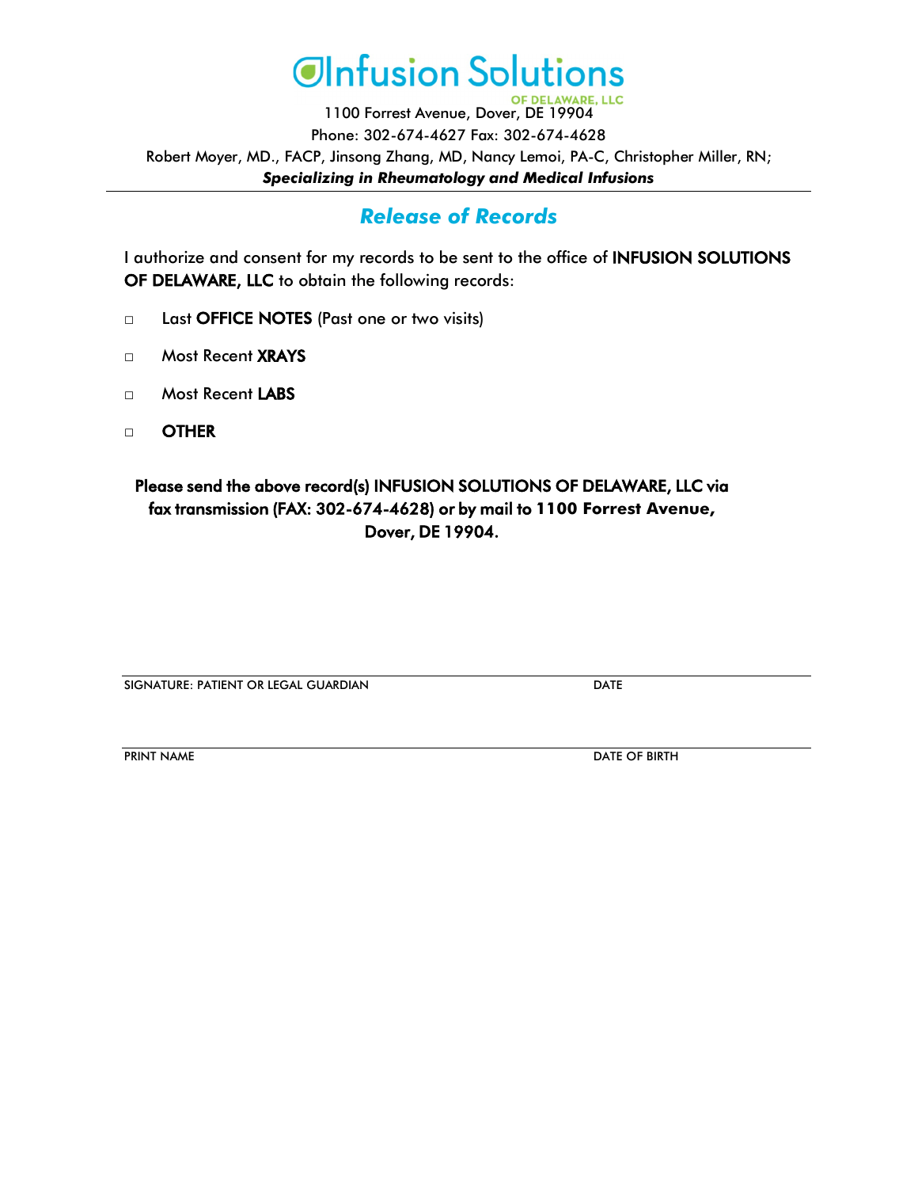# Infusion Solutions
OF DELAWARE, LLC

1100 Forrest Avenue, Dover, DE 19904
Phone: 302-674-4627 Fax: 302-674-4628
Robert Moyer, MD., FACP, Jinsong Zhang, MD, Nancy Lemoi, PA-C, Christopher Miller, RN;
***Specializing in Rheumatology and Medical Infusions***

---

## *Release of Records*

I authorize and consent for my records to be sent to the office of **INFUSION SOLUTIONS OF DELAWARE, LLC** to obtain the following records:

- ☐ Last **OFFICE NOTES** (Past one or two visits)
- ☐ Most Recent **XRAYS**
- ☐ Most Recent **LABS**
- ☐ **OTHER**

**Please send the above record(s) INFUSION SOLUTIONS OF DELAWARE, LLC via fax transmission (FAX: 302-674-4628) or by mail to 1100 Forrest Avenue, Dover, DE 19904.**

SIGNATURE: PATIENT OR LEGAL GUARDIAN _______________ DATE _______________

PRINT NAME _______________ DATE OF BIRTH _______________